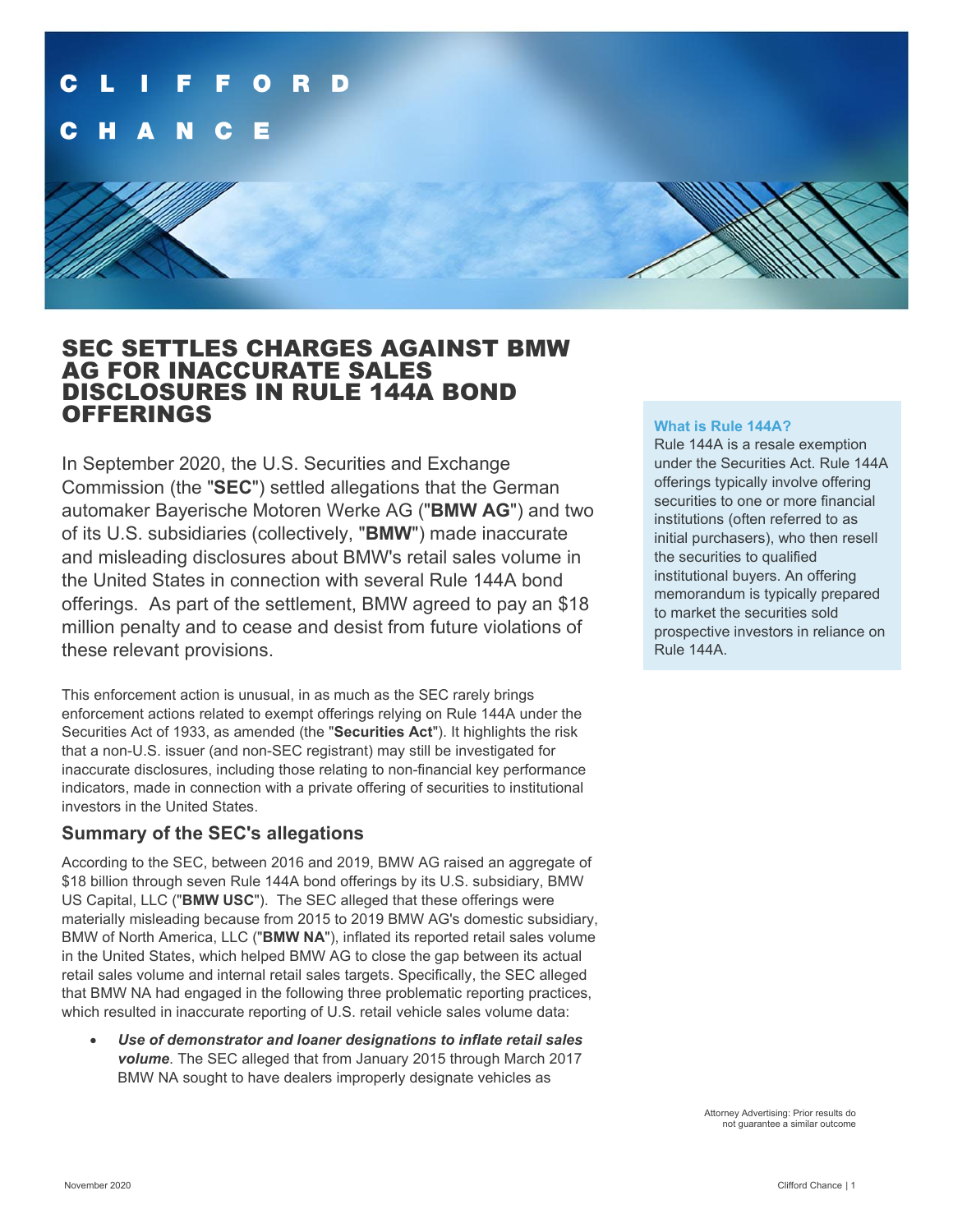# SEC SETTLES CHARGES AGAINST BMW AG FOR INACCURATE SALES DISCLOSURES IN RULE 144A BOND OFFERINGS

In September 2020, the U.S. Securities and Exchange Commission (the "**SEC**") settled allegations that the German automaker Bayerische Motoren Werke AG ("**BMW AG**") and two of its U.S. subsidiaries (collectively, "**BMW**") made inaccurate and misleading disclosures about BMW's retail sales volume in the United States in connection with several Rule 144A bond offerings. As part of the settlement, BMW agreed to pay an $18 million penalty and to cease and desist from future violations of these relevant provisions.

**What is Rule 144A?**

Rule 144A is a resale exemption under the Securities Act. Rule 144A offerings typically involve offering securities to one or more financial institutions (often referred to as initial purchasers), who then resell the securities to qualified institutional buyers. An offering memorandum is typically prepared to market the securities sold prospective investors in reliance on Rule 144A.

This enforcement action is unusual, in as much as the SEC rarely brings enforcement actions related to exempt offerings relying on Rule 144A under the Securities Act of 1933, as amended (the "**Securities Act**"). It highlights the risk that a non-U.S. issuer (and non-SEC registrant) may still be investigated for inaccurate disclosures, including those relating to non-financial key performance indicators, made in connection with a private offering of securities to institutional investors in the United States.

## Summary of the SEC's allegations

According to the SEC, between 2016 and 2019, BMW AG raised an aggregate of $18 billion through seven Rule 144A bond offerings by its U.S. subsidiary, BMW US Capital, LLC ("**BMW USC**"). The SEC alleged that these offerings were materially misleading because from 2015 to 2019 BMW AG's domestic subsidiary, BMW of North America, LLC ("**BMW NA**"), inflated its reported retail sales volume in the United States, which helped BMW AG to close the gap between its actual retail sales volume and internal retail sales targets. Specifically, the SEC alleged that BMW NA had engaged in the following three problematic reporting practices, which resulted in inaccurate reporting of U.S. retail vehicle sales volume data:

- ***Use of demonstrator and loaner designations to inflate retail sales volume***. The SEC alleged that from January 2015 through March 2017 BMW NA sought to have dealers improperly designate vehicles as

Attorney Advertising: Prior results do not guarantee a similar outcome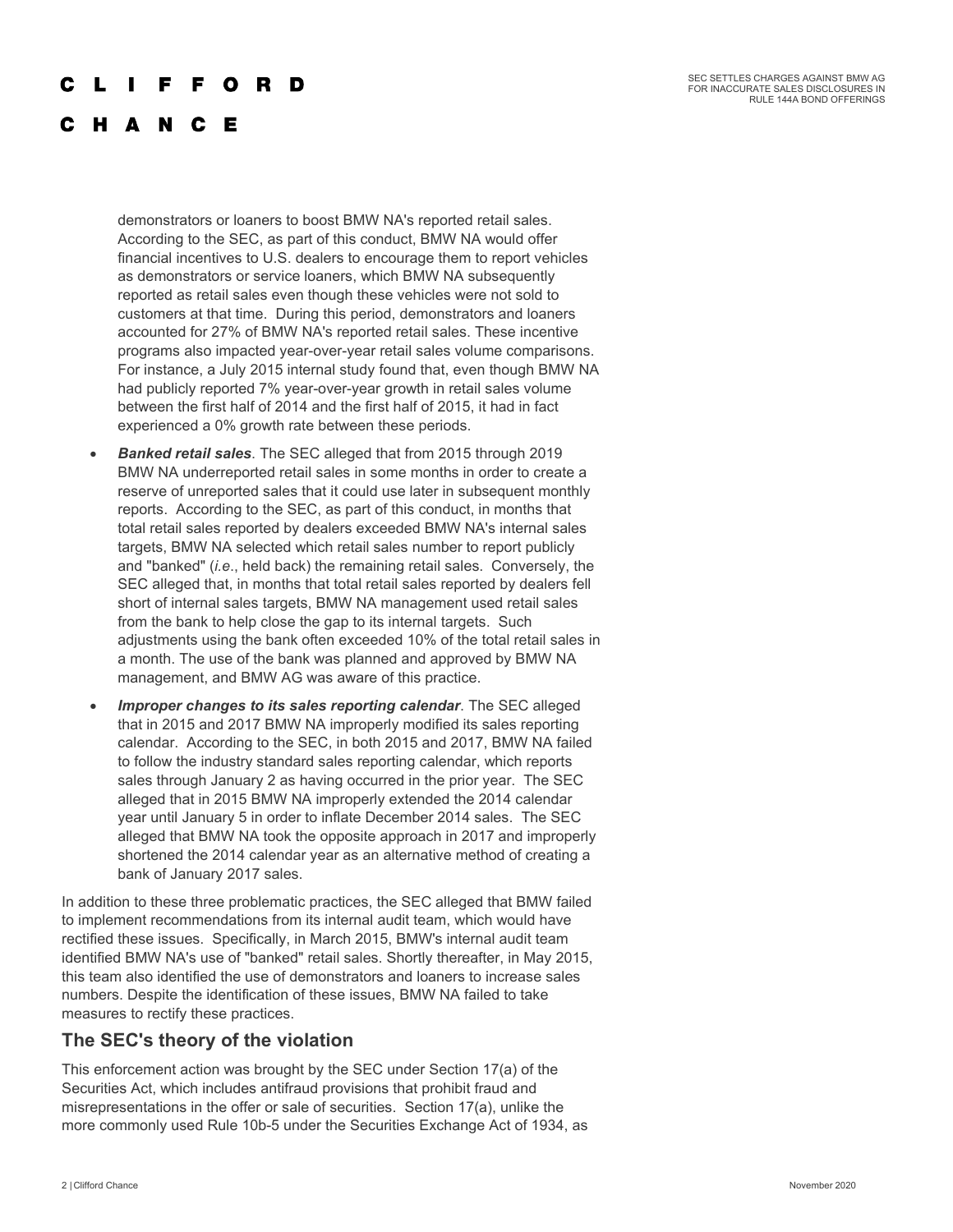demonstrators or loaners to boost BMW NA's reported retail sales. According to the SEC, as part of this conduct, BMW NA would offer financial incentives to U.S. dealers to encourage them to report vehicles as demonstrators or service loaners, which BMW NA subsequently reported as retail sales even though these vehicles were not sold to customers at that time. During this period, demonstrators and loaners accounted for 27% of BMW NA's reported retail sales. These incentive programs also impacted year-over-year retail sales volume comparisons. For instance, a July 2015 internal study found that, even though BMW NA had publicly reported 7% year-over-year growth in retail sales volume between the first half of 2014 and the first half of 2015, it had in fact experienced a 0% growth rate between these periods.

- ***Banked retail sales***. The SEC alleged that from 2015 through 2019 BMW NA underreported retail sales in some months in order to create a reserve of unreported sales that it could use later in subsequent monthly reports. According to the SEC, as part of this conduct, in months that total retail sales reported by dealers exceeded BMW NA's internal sales targets, BMW NA selected which retail sales number to report publicly and "banked" (*i.e*., held back) the remaining retail sales. Conversely, the SEC alleged that, in months that total retail sales reported by dealers fell short of internal sales targets, BMW NA management used retail sales from the bank to help close the gap to its internal targets. Such adjustments using the bank often exceeded 10% of the total retail sales in a month. The use of the bank was planned and approved by BMW NA management, and BMW AG was aware of this practice.
- ***Improper changes to its sales reporting calendar***. The SEC alleged that in 2015 and 2017 BMW NA improperly modified its sales reporting calendar. According to the SEC, in both 2015 and 2017, BMW NA failed to follow the industry standard sales reporting calendar, which reports sales through January 2 as having occurred in the prior year. The SEC alleged that in 2015 BMW NA improperly extended the 2014 calendar year until January 5 in order to inflate December 2014 sales. The SEC alleged that BMW NA took the opposite approach in 2017 and improperly shortened the 2014 calendar year as an alternative method of creating a bank of January 2017 sales.

In addition to these three problematic practices, the SEC alleged that BMW failed to implement recommendations from its internal audit team, which would have rectified these issues. Specifically, in March 2015, BMW's internal audit team identified BMW NA's use of "banked" retail sales. Shortly thereafter, in May 2015, this team also identified the use of demonstrators and loaners to increase sales numbers. Despite the identification of these issues, BMW NA failed to take measures to rectify these practices.

## The SEC's theory of the violation

This enforcement action was brought by the SEC under Section 17(a) of the Securities Act, which includes antifraud provisions that prohibit fraud and misrepresentations in the offer or sale of securities. Section 17(a), unlike the more commonly used Rule 10b-5 under the Securities Exchange Act of 1934, as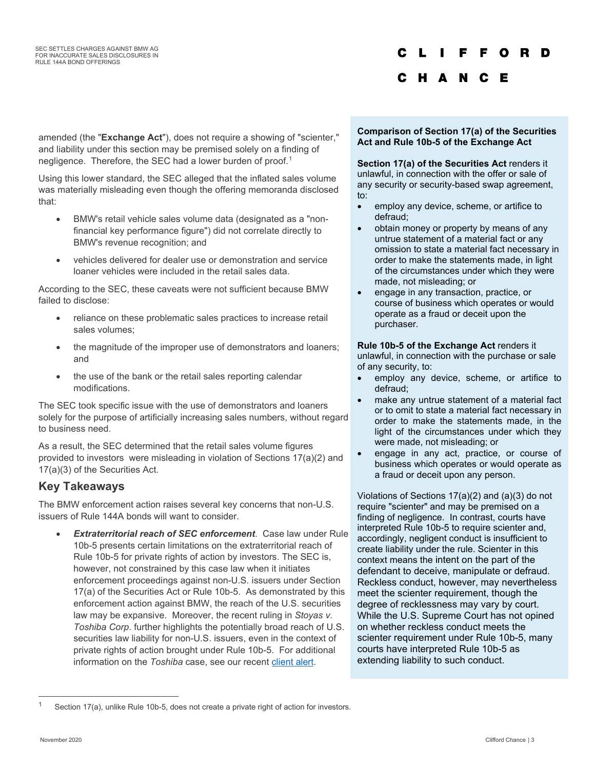amended (the "**Exchange Act**"), does not require a showing of "scienter," and liability under this section may be premised solely on a finding of negligence. Therefore, the SEC had a lower burden of proof.[1]

Using this lower standard, the SEC alleged that the inflated sales volume was materially misleading even though the offering memoranda disclosed that:

- BMW's retail vehicle sales volume data (designated as a "non-financial key performance figure") did not correlate directly to BMW's revenue recognition; and
- vehicles delivered for dealer use or demonstration and service loaner vehicles were included in the retail sales data.

According to the SEC, these caveats were not sufficient because BMW failed to disclose:

- reliance on these problematic sales practices to increase retail sales volumes;
- the magnitude of the improper use of demonstrators and loaners; and
- the use of the bank or the retail sales reporting calendar modifications.

The SEC took specific issue with the use of demonstrators and loaners solely for the purpose of artificially increasing sales numbers, without regard to business need.

As a result, the SEC determined that the retail sales volume figures provided to investors were misleading in violation of Sections 17(a)(2) and 17(a)(3) of the Securities Act.

## Key Takeaways

The BMW enforcement action raises several key concerns that non-U.S. issuers of Rule 144A bonds will want to consider.

- ***Extraterritorial reach of SEC enforcement***. Case law under Rule 10b-5 presents certain limitations on the extraterritorial reach of Rule 10b-5 for private rights of action by investors. The SEC is, however, not constrained by this case law when it initiates enforcement proceedings against non-U.S. issuers under Section 17(a) of the Securities Act or Rule 10b-5. As demonstrated by this enforcement action against BMW, the reach of the U.S. securities law may be expansive. Moreover, the recent ruling in *Stoyas v. Toshiba Corp.* further highlights the potentially broad reach of U.S. securities law liability for non-U.S. issuers, even in the context of private rights of action brought under Rule 10b-5. For additional information on the *Toshiba* case, see our recent client alert.

**Comparison of Section 17(a) of the Securities Act and Rule 10b-5 of the Exchange Act**

**Section 17(a) of the Securities Act** renders it unlawful, in connection with the offer or sale of any security or security-based swap agreement, to:

- employ any device, scheme, or artifice to defraud;
- obtain money or property by means of any untrue statement of a material fact or any omission to state a material fact necessary in order to make the statements made, in light of the circumstances under which they were made, not misleading; or
- engage in any transaction, practice, or course of business which operates or would operate as a fraud or deceit upon the purchaser.

**Rule 10b-5 of the Exchange Act** renders it unlawful, in connection with the purchase or sale of any security, to:

- employ any device, scheme, or artifice to defraud;
- make any untrue statement of a material fact or to omit to state a material fact necessary in order to make the statements made, in the light of the circumstances under which they were made, not misleading; or
- engage in any act, practice, or course of business which operates or would operate as a fraud or deceit upon any person.

Violations of Sections 17(a)(2) and (a)(3) do not require "scienter" and may be premised on a finding of negligence. In contrast, courts have interpreted Rule 10b-5 to require scienter and, accordingly, negligent conduct is insufficient to create liability under the rule. Scienter in this context means the intent on the part of the defendant to deceive, manipulate or defraud. Reckless conduct, however, may nevertheless meet the scienter requirement, though the degree of recklessness may vary by court. While the U.S. Supreme Court has not opined on whether reckless conduct meets the scienter requirement under Rule 10b-5, many courts have interpreted Rule 10b-5 as extending liability to such conduct.

[1] Section 17(a), unlike Rule 10b-5, does not create a private right of action for investors.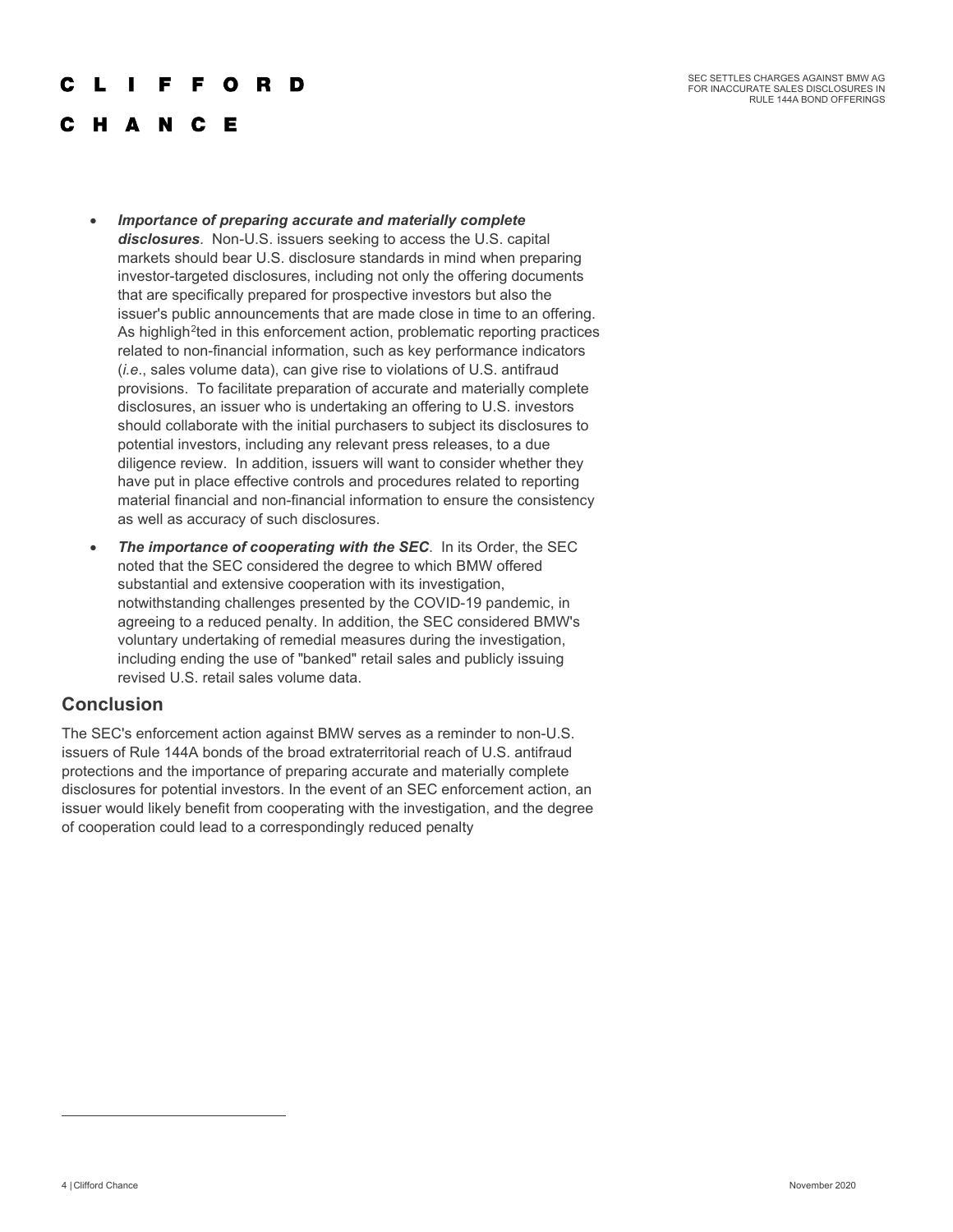- ***Importance of preparing accurate and materially complete disclosures***. Non-U.S. issuers seeking to access the U.S. capital markets should bear U.S. disclosure standards in mind when preparing investor-targeted disclosures, including not only the offering documents that are specifically prepared for prospective investors but also the issuer's public announcements that are made close in time to an offering. As highligh[2]ted in this enforcement action, problematic reporting practices related to non-financial information, such as key performance indicators (*i.e*., sales volume data), can give rise to violations of U.S. antifraud provisions. To facilitate preparation of accurate and materially complete disclosures, an issuer who is undertaking an offering to U.S. investors should collaborate with the initial purchasers to subject its disclosures to potential investors, including any relevant press releases, to a due diligence review. In addition, issuers will want to consider whether they have put in place effective controls and procedures related to reporting material financial and non-financial information to ensure the consistency as well as accuracy of such disclosures.
- ***The importance of cooperating with the SEC***. In its Order, the SEC noted that the SEC considered the degree to which BMW offered substantial and extensive cooperation with its investigation, notwithstanding challenges presented by the COVID-19 pandemic, in agreeing to a reduced penalty. In addition, the SEC considered BMW's voluntary undertaking of remedial measures during the investigation, including ending the use of "banked" retail sales and publicly issuing revised U.S. retail sales volume data.

## Conclusion

The SEC's enforcement action against BMW serves as a reminder to non-U.S. issuers of Rule 144A bonds of the broad extraterritorial reach of U.S. antifraud protections and the importance of preparing accurate and materially complete disclosures for potential investors. In the event of an SEC enforcement action, an issuer would likely benefit from cooperating with the investigation, and the degree of cooperation could lead to a correspondingly reduced penalty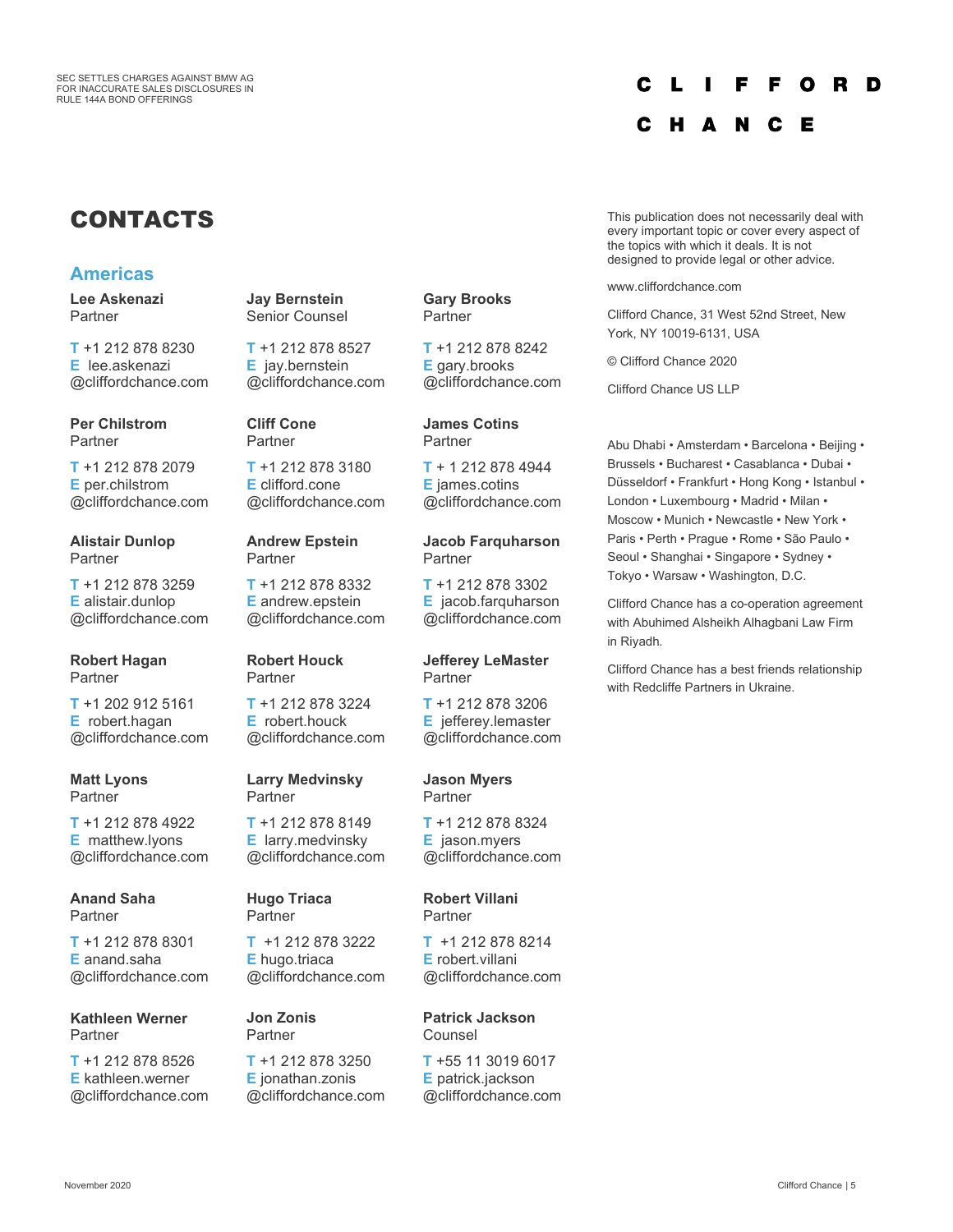# CONTACTS

## Americas

**Lee Askenazi**
Partner

T +1 212 878 8230
E lee.askenazi@cliffordchance.com

**Jay Bernstein**
Senior Counsel

T +1 212 878 8527
E jay.bernstein@cliffordchance.com

**Gary Brooks**
Partner

T +1 212 878 8242
E gary.brooks@cliffordchance.com

**Per Chilstrom**
Partner

T +1 212 878 2079
E per.chilstrom@cliffordchance.com

**Cliff Cone**
Partner

T +1 212 878 3180
E clifford.cone@cliffordchance.com

**James Cotins**
Partner

T + 1 212 878 4944
E james.cotins@cliffordchance.com

**Alistair Dunlop**
Partner

T +1 212 878 3259
E alistair.dunlop@cliffordchance.com

**Andrew Epstein**
Partner

T +1 212 878 8332
E andrew.epstein@cliffordchance.com

**Jacob Farquharson**
Partner

T +1 212 878 3302
E jacob.farquharson@cliffordchance.com

**Robert Hagan**
Partner

T +1 202 912 5161
E robert.hagan@cliffordchance.com

**Robert Houck**
Partner

T +1 212 878 3224
E robert.houck@cliffordchance.com

**Jefferey LeMaster**
Partner

T +1 212 878 3206
E jefferey.lemaster@cliffordchance.com

**Matt Lyons**
Partner

T +1 212 878 4922
E matthew.lyons@cliffordchance.com

**Larry Medvinsky**
Partner

T +1 212 878 8149
E larry.medvinsky@cliffordchance.com

**Jason Myers**
Partner

T +1 212 878 8324
E jason.myers@cliffordchance.com

**Anand Saha**
Partner

T +1 212 878 8301
E anand.saha@cliffordchance.com

**Hugo Triaca**
Partner

T +1 212 878 3222
E hugo.triaca@cliffordchance.com

**Robert Villani**
Partner

T +1 212 878 8214
E robert.villani@cliffordchance.com

**Kathleen Werner**
Partner

T +1 212 878 8526
E kathleen.werner@cliffordchance.com

**Jon Zonis**
Partner

T +1 212 878 3250
E jonathan.zonis@cliffordchance.com

**Patrick Jackson**
Counsel

T +55 11 3019 6017
E patrick.jackson@cliffordchance.com

This publication does not necessarily deal with every important topic or cover every aspect of the topics with which it deals. It is not designed to provide legal or other advice.

www.cliffordchance.com

Clifford Chance, 31 West 52nd Street, New York, NY 10019-6131, USA

© Clifford Chance 2020

Clifford Chance US LLP

Abu Dhabi • Amsterdam • Barcelona • Beijing • Brussels • Bucharest • Casablanca • Dubai • Düsseldorf • Frankfurt • Hong Kong • Istanbul • London • Luxembourg • Madrid • Milan • Moscow • Munich • Newcastle • New York • Paris • Perth • Prague • Rome • São Paulo • Seoul • Shanghai • Singapore • Sydney • Tokyo • Warsaw • Washington, D.C.

Clifford Chance has a co-operation agreement with Abuhimed Alsheikh Alhagbani Law Firm in Riyadh.

Clifford Chance has a best friends relationship with Redcliffe Partners in Ukraine.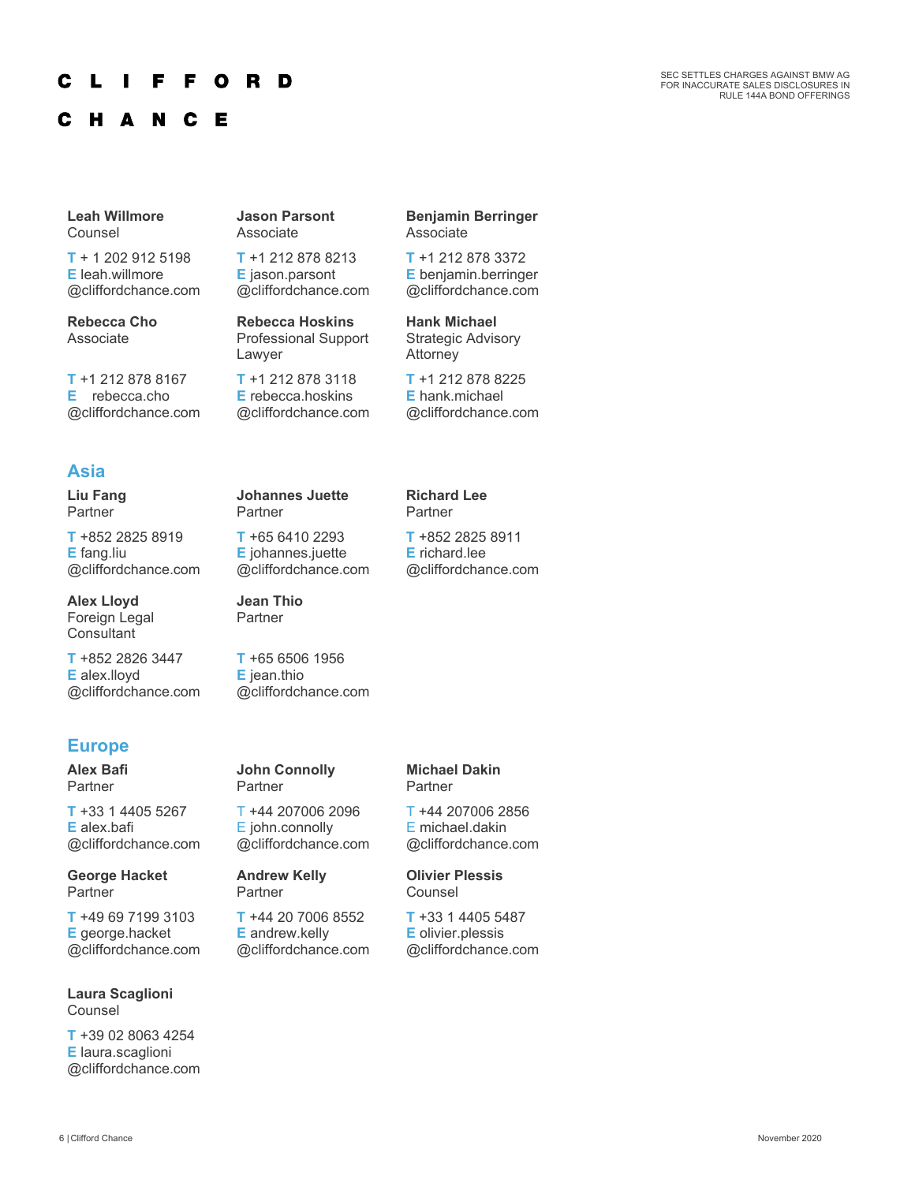**Leah Willmore**
Counsel

T + 1 202 912 5198
E leah.willmore
@cliffordchance.com

**Jason Parsont**
Associate

T +1 212 878 8213
E jason.parsont
@cliffordchance.com

**Benjamin Berringer**
Associate

T +1 212 878 3372
E benjamin.berringer
@cliffordchance.com

**Rebecca Cho**
Associate

T +1 212 878 8167
E rebecca.cho
@cliffordchance.com

**Rebecca Hoskins**
Professional Support Lawyer

T +1 212 878 3118
E rebecca.hoskins
@cliffordchance.com

**Hank Michael**
Strategic Advisory Attorney

T +1 212 878 8225
E hank.michael
@cliffordchance.com

## Asia

**Liu Fang**
Partner

T +852 2825 8919
E fang.liu
@cliffordchance.com

**Johannes Juette**
Partner

T +65 6410 2293
E johannes.juette
@cliffordchance.com

**Richard Lee**
Partner

T +852 2825 8911
E richard.lee
@cliffordchance.com

**Alex Lloyd**
Foreign Legal Consultant

T +852 2826 3447
E alex.lloyd
@cliffordchance.com

**Jean Thio**
Partner

T +65 6506 1956
E jean.thio
@cliffordchance.com

## Europe

**Alex Bafi**
Partner

T +33 1 4405 5267
E alex.bafi
@cliffordchance.com

**John Connolly**
Partner

T +44 207006 2096
E john.connolly
@cliffordchance.com

**Michael Dakin**
Partner

T +44 207006 2856
E michael.dakin
@cliffordchance.com

**George Hacket**
Partner

T +49 69 7199 3103
E george.hacket
@cliffordchance.com

**Andrew Kelly**
Partner

T +44 20 7006 8552
E andrew.kelly
@cliffordchance.com

**Olivier Plessis**
Counsel

T +33 1 4405 5487
E olivier.plessis
@cliffordchance.com

**Laura Scaglioni**
Counsel

T +39 02 8063 4254
E laura.scaglioni
@cliffordchance.com